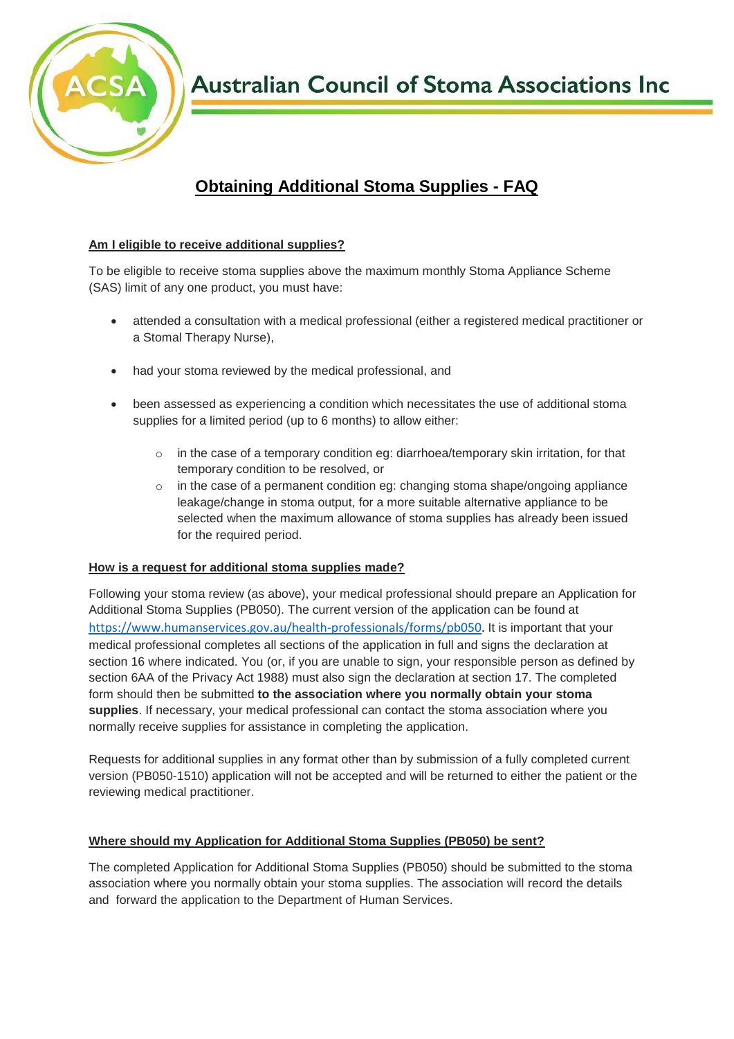# Australian Council of Stoma Associations Inc

## Obtaining Additional Stoma Supplies - FAQ

### Am I eligible to receive additional supplies?

To be eligible to receive stoma supplies above the maximum monthly Stoma Appliance Scheme (SAS) limit of any one product, you must have:

- attended a consultation with a medical professional (either a registered medical practitioner or a Stomal Therapy Nurse),
- had your stoma reviewed by the medical professional, and
- been assessed as experiencing a condition which necessitates the use of additional stoma supplies for a limited period (up to 6 months) to allow either:
  - in the case of a temporary condition eg: diarrhoea/temporary skin irritation, for that temporary condition to be resolved, or
  - in the case of a permanent condition eg: changing stoma shape/ongoing appliance leakage/change in stoma output, for a more suitable alternative appliance to be selected when the maximum allowance of stoma supplies has already been issued for the required period.

### How is a request for additional stoma supplies made?

Following your stoma review (as above), your medical professional should prepare an Application for Additional Stoma Supplies (PB050). The current version of the application can be found at https://www.humanservices.gov.au/health-professionals/forms/pb050. It is important that your medical professional completes all sections of the application in full and signs the declaration at section 16 where indicated. You (or, if you are unable to sign, your responsible person as defined by section 6AA of the Privacy Act 1988) must also sign the declaration at section 17. The completed form should then be submitted **to the association where you normally obtain your stoma supplies**. If necessary, your medical professional can contact the stoma association where you normally receive supplies for assistance in completing the application.

Requests for additional supplies in any format other than by submission of a fully completed current version (PB050-1510) application will not be accepted and will be returned to either the patient or the reviewing medical practitioner.

### Where should my Application for Additional Stoma Supplies (PB050) be sent?

The completed Application for Additional Stoma Supplies (PB050) should be submitted to the stoma association where you normally obtain your stoma supplies. The association will record the details and forward the application to the Department of Human Services.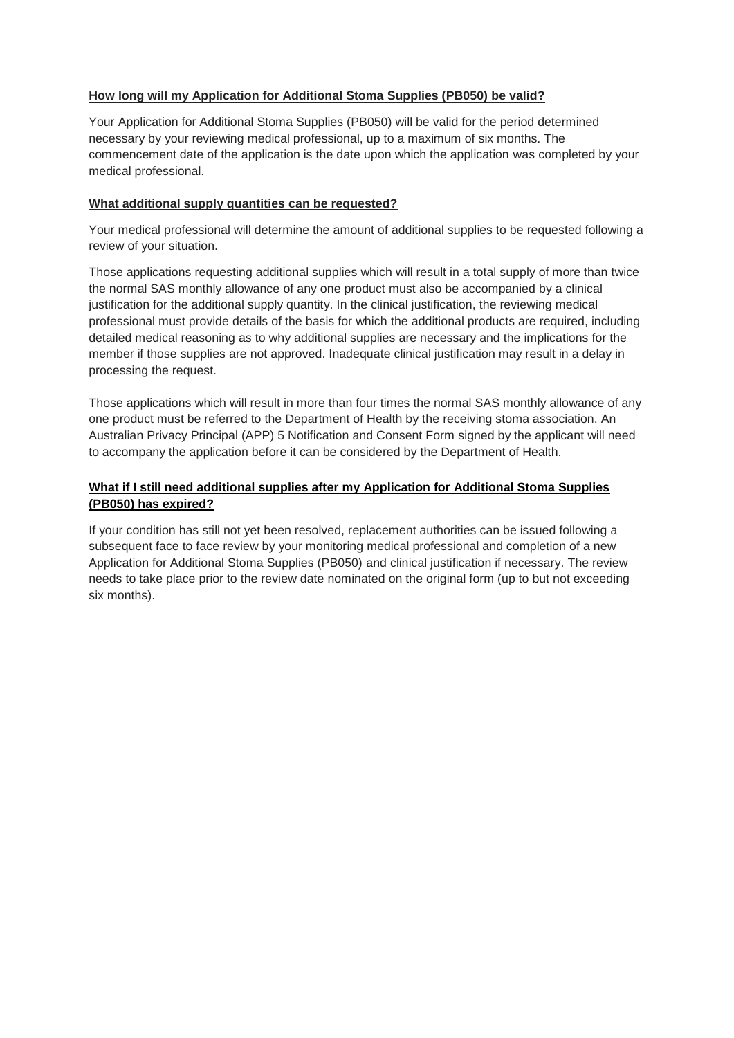**How long will my Application for Additional Stoma Supplies (PB050) be valid?**

Your Application for Additional Stoma Supplies (PB050) will be valid for the period determined necessary by your reviewing medical professional, up to a maximum of six months. The commencement date of the application is the date upon which the application was completed by your medical professional.

**What additional supply quantities can be requested?**

Your medical professional will determine the amount of additional supplies to be requested following a review of your situation.

Those applications requesting additional supplies which will result in a total supply of more than twice the normal SAS monthly allowance of any one product must also be accompanied by a clinical justification for the additional supply quantity. In the clinical justification, the reviewing medical professional must provide details of the basis for which the additional products are required, including detailed medical reasoning as to why additional supplies are necessary and the implications for the member if those supplies are not approved. Inadequate clinical justification may result in a delay in processing the request.

Those applications which will result in more than four times the normal SAS monthly allowance of any one product must be referred to the Department of Health by the receiving stoma association. An Australian Privacy Principal (APP) 5 Notification and Consent Form signed by the applicant will need to accompany the application before it can be considered by the Department of Health.

**What if I still need additional supplies after my Application for Additional Stoma Supplies (PB050) has expired?**

If your condition has still not yet been resolved, replacement authorities can be issued following a subsequent face to face review by your monitoring medical professional and completion of a new Application for Additional Stoma Supplies (PB050) and clinical justification if necessary. The review needs to take place prior to the review date nominated on the original form (up to but not exceeding six months).